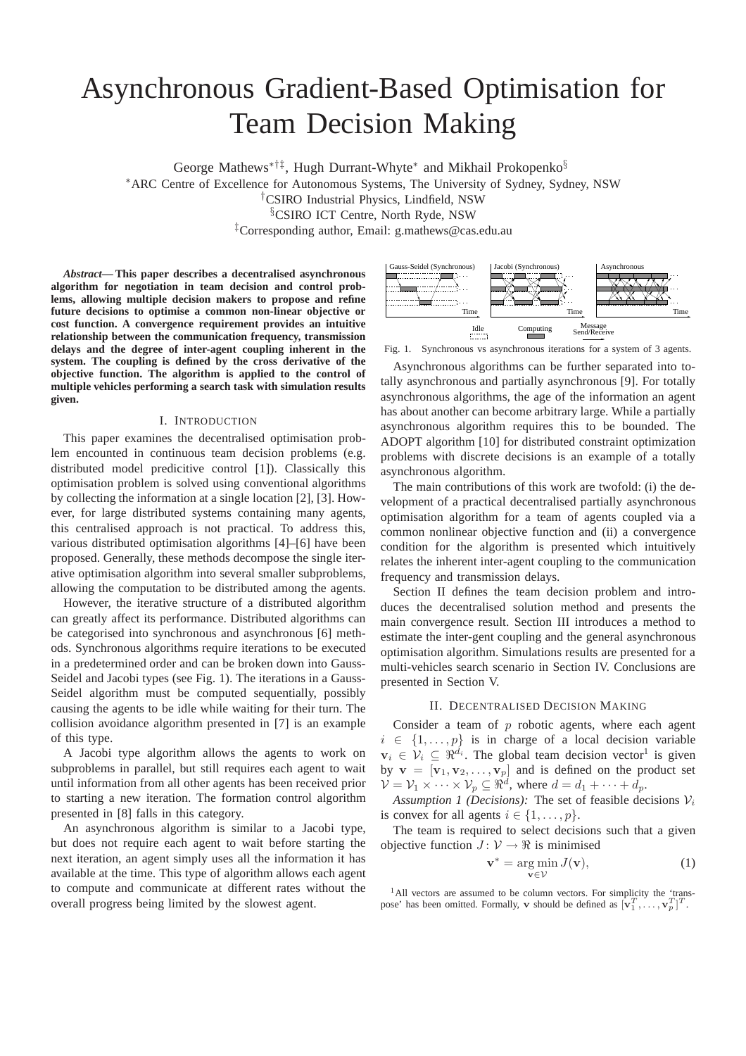# Asynchronous Gradient-Based Optimisation for Team Decision Making

George Mathews[\*†‡], Hugh Durrant-Whyte[\*] and Mikhail Prokopenko[§]

[\*]ARC Centre of Excellence for Autonomous Systems, The University of Sydney, Sydney, NSW

[†]CSIRO Industrial Physics, Lindfield, NSW

[§]CSIRO ICT Centre, North Ryde, NSW

[‡]Corresponding author, Email: g.mathews@cas.edu.au

***Abstract*— This paper describes a decentralised asynchronous algorithm for negotiation in team decision and control problems, allowing multiple decision makers to propose and refine future decisions to optimise a common non-linear objective or cost function. A convergence requirement provides an intuitive relationship between the communication frequency, transmission delays and the degree of inter-agent coupling inherent in the system. The coupling is defined by the cross derivative of the objective function. The algorithm is applied to the control of multiple vehicles performing a search task with simulation results given.**

## I. Introduction

This paper examines the decentralised optimisation problem encountered in continuous team decision problems (e.g. distributed model predicitive control [1]). Classically this optimisation problem is solved using conventional algorithms by collecting the information at a single location [2], [3]. However, for large distributed systems containing many agents, this centralised approach is not practical. To address this, various distributed optimisation algorithms [4]–[6] have been proposed. Generally, these methods decompose the single iterative optimisation algorithm into several smaller subproblems, allowing the computation to be distributed among the agents.

However, the iterative structure of a distributed algorithm can greatly affect its performance. Distributed algorithms can be categorised into synchronous and asynchronous [6] methods. Synchronous algorithms require iterations to be executed in a predetermined order and can be broken down into Gauss-Seidel and Jacobi types (see Fig. 1). The iterations in a Gauss-Seidel algorithm must be computed sequentially, possibly causing the agents to be idle while waiting for their turn. The collision avoidance algorithm presented in [7] is an example of this type.

A Jacobi type algorithm allows the agents to work on subproblems in parallel, but still requires each agent to wait until information from all other agents has been received prior to starting a new iteration. The formation control algorithm presented in [8] falls in this category.

An asynchronous algorithm is similar to a Jacobi type, but does not require each agent to wait before starting the next iteration, an agent simply uses all the information it has available at the time. This type of algorithm allows each agent to compute and communicate at different rates without the overall progress being limited by the slowest agent.

Fig. 1. Synchronous vs asynchronous iterations for a system of 3 agents.

Asynchronous algorithms can be further separated into totally asynchronous and partially asynchronous [9]. For totally asynchronous algorithms, the age of the information an agent has about another can become arbitrary large. While a partially asynchronous algorithm requires this to be bounded. The ADOPT algorithm [10] for distributed constraint optimization problems with discrete decisions is an example of a totally asynchronous algorithm.

The main contributions of this work are twofold: (i) the development of a practical decentralised partially asynchronous optimisation algorithm for a team of agents coupled via a common nonlinear objective function and (ii) a convergence condition for the algorithm is presented which intuitively relates the inherent inter-agent coupling to the communication frequency and transmission delays.

Section II defines the team decision problem and introduces the decentralised solution method and presents the main convergence result. Section III introduces a method to estimate the inter-gent coupling and the general asynchronous optimisation algorithm. Simulations results are presented for a multi-vehicles search scenario in Section IV. Conclusions are presented in Section V.

## II. Decentralised Decision Making

Consider a team of $p$ robotic agents, where each agent $i \in \{1, \ldots, p\}$ is in charge of a local decision variable $\mathbf{v}_i \in \mathcal{V}_i \subseteq \Re^{d_i}$. The global team decision vector[1] is given by $\mathbf{v} = [\mathbf{v}_1, \mathbf{v}_2, \ldots, \mathbf{v}_p]$ and is defined on the product set $\mathcal{V} = \mathcal{V}_1 \times \cdots \times \mathcal{V}_p \subseteq \Re^d$, where $d = d_1 + \cdots + d_p$.

*Assumption 1 (Decisions):* The set of feasible decisions $\mathcal{V}_i$ is convex for all agents $i \in \{1, \ldots, p\}$.

The team is required to select decisions such that a given objective function $J \colon \mathcal{V} \to \Re$ is minimised

$$\mathbf{v}^* = \arg\min_{\mathbf{v} \in \mathcal{V}} J(\mathbf{v}), \tag{1}$$

[1]All vectors are assumed to be column vectors. For simplicity the 'transpose' has been omitted. Formally, $\mathbf{v}$ should be defined as $[\mathbf{v}_1^T, \ldots, \mathbf{v}_p^T]^T$.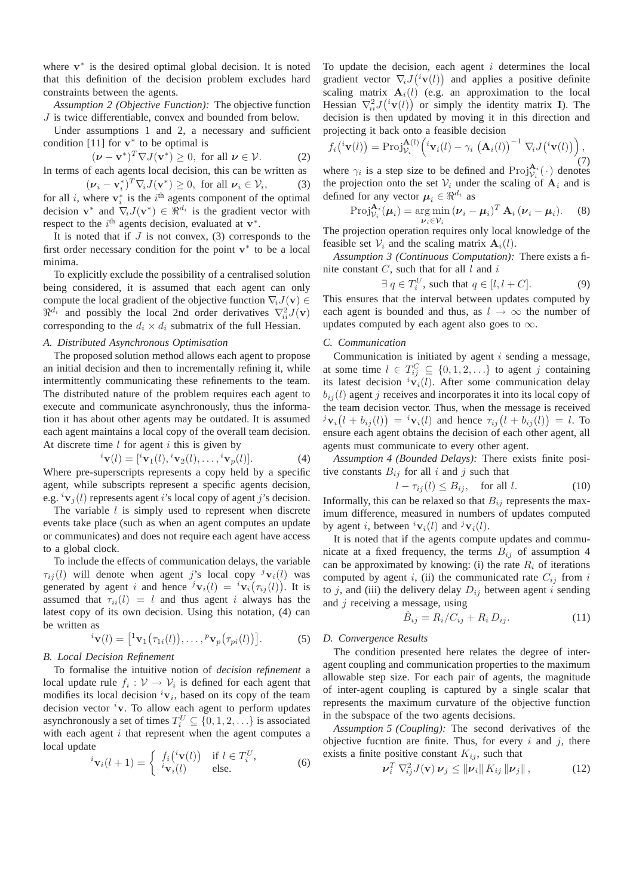where $\mathbf{v}^*$ is the desired optimal global decision. It is noted that this definition of the decision problem excludes hard constraints between the agents.

*Assumption 2 (Objective Function):* The objective function $J$ is twice differentiable, convex and bounded from below.

Under assumptions 1 and 2, a necessary and sufficient condition [11] for $\mathbf{v}^*$ to be optimal is

$$(\boldsymbol{\nu} - \mathbf{v}^*)^T \nabla J(\mathbf{v}^*) \geq 0, \text{ for all } \boldsymbol{\nu} \in \mathcal{V}. \quad (2)$$

In terms of each agents local decision, this can be written as

$$(\boldsymbol{\nu}_i - \mathbf{v}_i^*)^T \nabla_i J(\mathbf{v}^*) \geq 0, \text{ for all } \boldsymbol{\nu}_i \in \mathcal{V}_i, \quad (3)$$

for all $i$, where $\mathbf{v}_i^*$ is the $i^{\text{th}}$ agents component of the optimal decision $\mathbf{v}^*$ and $\nabla_i J(\mathbf{v}^*) \in \Re^{d_i}$ is the gradient vector with respect to the $i^{\text{th}}$ agents decision, evaluated at $\mathbf{v}^*$.

It is noted that if $J$ is not convex, (3) corresponds to the first order necessary condition for the point $\mathbf{v}^*$ to be a local minima.

To explicitly exclude the possibility of a centralised solution being considered, it is assumed that each agent can only compute the local gradient of the objective function $\nabla_i J(\mathbf{v}) \in \Re^{d_i}$ and possibly the local 2nd order derivatives $\nabla_{ii}^2 J(\mathbf{v})$ corresponding to the $d_i \times d_i$ submatrix of the full Hessian.

### A. Distributed Asynchronous Optimisation

The proposed solution method allows each agent to propose an initial decision and then to incrementally refining it, while intermittently communicating these refinements to the team. The distributed nature of the problem requires each agent to execute and communicate asynchronously, thus the information it has about other agents may be outdated. It is assumed each agent maintains a local copy of the overall team decision. At discrete time $l$ for agent $i$ this is given by

$${}^i\mathbf{v}(l) = [{}^i\mathbf{v}_1(l), {}^i\mathbf{v}_2(l), \ldots, {}^i\mathbf{v}_p(l)]. \quad (4)$$

Where pre-superscripts represents a copy held by a specific agent, while subscripts represent a specific agents decision, e.g. ${}^i\mathbf{v}_j(l)$ represents agent $i$'s local copy of agent $j$'s decision.

The variable $l$ is simply used to represent when discrete events take place (such as when an agent computes an update or communicates) and does not require each agent have access to a global clock.

To include the effects of communication delays, the variable $\tau_{ij}(l)$ will denote when agent $j$'s local copy ${}^j\mathbf{v}_i(l)$ was generated by agent $i$ and hence ${}^j\mathbf{v}_i(l) = {}^i\mathbf{v}_i\big(\tau_{ij}(l)\big)$. It is assumed that $\tau_{ii}(l) = l$ and thus agent $i$ always has the latest copy of its own decision. Using this notation, (4) can be written as

$${}^i\mathbf{v}(l) = \big[{}^1\mathbf{v}_1\big(\tau_{1i}(l)\big), \ldots, {}^p\mathbf{v}_p\big(\tau_{pi}(l)\big)\big]. \quad (5)$$

### B. Local Decision Refinement

To formalise the intuitive notion of *decision refinement* a local update rule $f_i : \mathcal{V} \to \mathcal{V}_i$ is defined for each agent that modifies its local decision ${}^i\mathbf{v}_i$, based on its copy of the team decision vector ${}^i\mathbf{v}$. To allow each agent to perform updates asynchronously a set of times $T_i^U \subseteq \{0, 1, 2, \ldots\}$ is associated with each agent $i$ that represent when the agent computes a local update

$${}^i\mathbf{v}_i(l+1) = \begin{cases} f_i\big({}^i\mathbf{v}(l)\big) & \text{if } l \in T_i^U, \\ {}^i\mathbf{v}_i(l) & \text{else.} \end{cases} \quad (6)$$

To update the decision, each agent $i$ determines the local gradient vector $\nabla_i J\big({}^i\mathbf{v}(l)\big)$ and applies a positive definite scaling matrix $\mathbf{A}_i(l)$ (e.g. an approximation to the local Hessian $\nabla_{ii}^2 J\big({}^i\mathbf{v}(l)\big)$ or simply the identity matrix $\mathbf{I}$). The decision is then updated by moving it in this direction and projecting it back onto a feasible decision

$$f_i\big({}^i\mathbf{v}(l)\big) = \text{Proj}_{\mathcal{V}_i}^{\mathbf{A}(l)}\Big({}^i\mathbf{v}_i(l) - \gamma_i \left(\mathbf{A}_i(l)\right)^{-1} \nabla_i J\big({}^i\mathbf{v}(l)\big)\Big), \quad (7)$$

where $\gamma_i$ is a step size to be defined and $\text{Proj}_{\mathcal{V}_i}^{\mathbf{A}_i}(\cdot)$ denotes the projection onto the set $\mathcal{V}_i$ under the scaling of $\mathbf{A}_i$ and is defined for any vector $\boldsymbol{\mu}_i \in \Re^{d_i}$ as

$$\text{Proj}_{\mathcal{V}_i}^{\mathbf{A}_i}(\boldsymbol{\mu}_i) = \underset{\boldsymbol{\nu}_i \in \mathcal{V}_i}{\arg\min}\, (\boldsymbol{\nu}_i - \boldsymbol{\mu}_i)^T \mathbf{A}_i (\boldsymbol{\nu}_i - \boldsymbol{\mu}_i). \quad (8)$$

The projection operation requires only local knowledge of the feasible set $\mathcal{V}_i$ and the scaling matrix $\mathbf{A}_i(l)$.

*Assumption 3 (Continuous Computation):* There exists a finite constant $C$, such that for all $l$ and $i$

$$\exists\, q \in T_i^U, \text{ such that } q \in [l, l + C]. \quad (9)$$

This ensures that the interval between updates computed by each agent is bounded and thus, as $l \to \infty$ the number of updates computed by each agent also goes to $\infty$.

### C. Communication

Communication is initiated by agent $i$ sending a message, at some time $l \in T_{ij}^C \subseteq \{0, 1, 2, \ldots\}$ to agent $j$ containing its latest decision ${}^i\mathbf{v}_i(l)$. After some communication delay $b_{ij}(l)$ agent $j$ receives and incorporates it into its local copy of the team decision vector. Thus, when the message is received ${}^j\mathbf{v}_i\big(l + b_{ij}(l)\big) = {}^i\mathbf{v}_i(l)$ and hence $\tau_{ij}\big(l + b_{ij}(l)\big) = l$. To ensure each agent obtains the decision of each other agent, all agents must communicate to every other agent.

*Assumption 4 (Bounded Delays):* There exists finite positive constants $B_{ij}$ for all $i$ and $j$ such that

$$l - \tau_{ij}(l) \leq B_{ij}, \quad \text{for all } l. \quad (10)$$

Informally, this can be relaxed so that $B_{ij}$ represents the maximum difference, measured in numbers of updates computed by agent $i$, between ${}^i\mathbf{v}_i(l)$ and ${}^j\mathbf{v}_i(l)$.

It is noted that if the agents compute updates and communicate at a fixed frequency, the terms $B_{ij}$ of assumption 4 can be approximated by knowing: (i) the rate $R_i$ of iterations computed by agent $i$, (ii) the communicated rate $C_{ij}$ from $i$ to $j$, and (iii) the delivery delay $D_{ij}$ between agent $i$ sending and $j$ receiving a message, using

$$\hat{B}_{ij} = R_i / C_{ij} + R_i\, D_{ij}. \quad (11)$$

### D. Convergence Results

The condition presented here relates the degree of inter-agent coupling and communication properties to the maximum allowable step size. For each pair of agents, the magnitude of inter-agent coupling is captured by a single scalar that represents the maximum curvature of the objective function in the subspace of the two agents decisions.

*Assumption 5 (Coupling):* The second derivatives of the objective fucntion are finite. Thus, for every $i$ and $j$, there exists a finite positive constant $K_{ij}$, such that

$$\boldsymbol{\nu}_i^T\, \nabla_{ij}^2 J(\mathbf{v})\, \boldsymbol{\nu}_j \leq \|\boldsymbol{\nu}_i\|\, K_{ij}\, \|\boldsymbol{\nu}_j\|, \quad (12)$$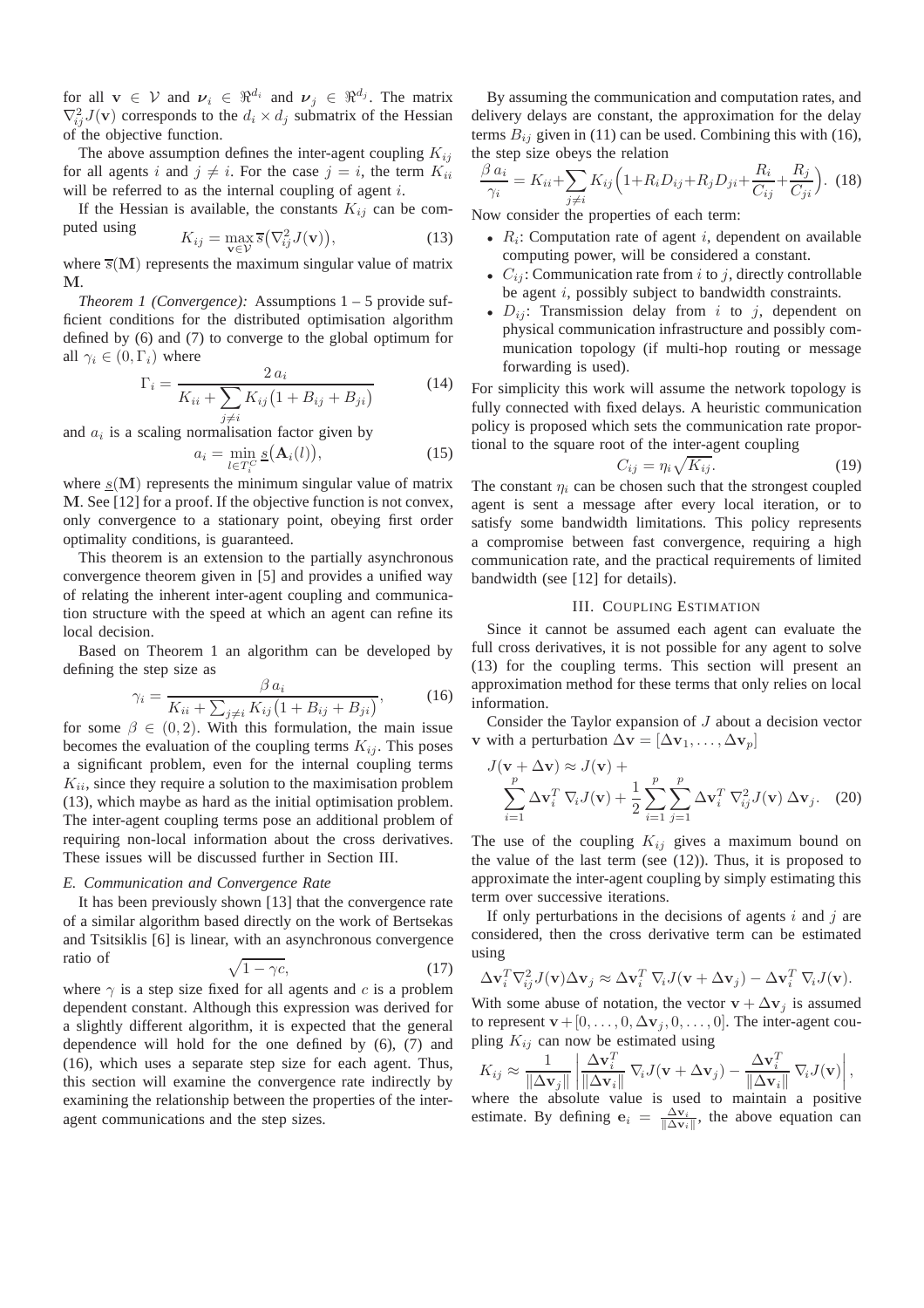for all $\mathbf{v} \in \mathcal{V}$ and $\boldsymbol{\nu}_i \in \Re^{d_i}$ and $\boldsymbol{\nu}_j \in \Re^{d_j}$. The matrix $\nabla^2_{ij} J(\mathbf{v})$ corresponds to the $d_i \times d_j$ submatrix of the Hessian of the objective function.

The above assumption defines the inter-agent coupling $K_{ij}$ for all agents $i$ and $j \neq i$. For the case $j = i$, the term $K_{ii}$ will be referred to as the internal coupling of agent $i$.

If the Hessian is available, the constants $K_{ij}$ can be computed using

$$K_{ij} = \max_{\mathbf{v} \in \mathcal{V}} \overline{s}\big(\nabla^2_{ij} J(\mathbf{v})\big), \tag{13}$$

where $\overline{s}(\mathbf{M})$ represents the maximum singular value of matrix $\mathbf{M}$.

*Theorem 1 (Convergence):* Assumptions 1 – 5 provide sufficient conditions for the distributed optimisation algorithm defined by (6) and (7) to converge to the global optimum for all $\gamma_i \in (0, \Gamma_i)$ where

$$\Gamma_i = \frac{2\, a_i}{K_{ii} + \sum_{j \neq i} K_{ij}\big(1 + B_{ij} + B_{ji}\big)} \tag{14}$$

and $a_i$ is a scaling normalisation factor given by

$$a_i = \min_{l \in T_i^C} \underline{s}\big(\mathbf{A}_i(l)\big), \tag{15}$$

where $\underline{s}(\mathbf{M})$ represents the minimum singular value of matrix $\mathbf{M}$. See [12] for a proof. If the objective function is not convex, only convergence to a stationary point, obeying first order optimality conditions, is guaranteed.

This theorem is an extension to the partially asynchronous convergence theorem given in [5] and provides a unified way of relating the inherent inter-agent coupling and communication structure with the speed at which an agent can refine its local decision.

Based on Theorem 1 an algorithm can be developed by defining the step size as

$$\gamma_i = \frac{\beta\, a_i}{K_{ii} + \sum_{j \neq i} K_{ij}\big(1 + B_{ij} + B_{ji}\big)}, \tag{16}$$

for some $\beta \in (0, 2)$. With this formulation, the main issue becomes the evaluation of the coupling terms $K_{ij}$. This poses a significant problem, even for the internal coupling terms $K_{ii}$, since they require a solution to the maximisation problem (13), which maybe as hard as the initial optimisation problem. The inter-agent coupling terms pose an additional problem of requiring non-local information about the cross derivatives. These issues will be discussed further in Section III.

### *E. Communication and Convergence Rate*

It has been previously shown [13] that the convergence rate of a similar algorithm based directly on the work of Bertsekas and Tsitsiklis [6] is linear, with an asynchronous convergence ratio of

$$\sqrt{1 - \gamma c}, \tag{17}$$

where $\gamma$ is a step size fixed for all agents and $c$ is a problem dependent constant. Although this expression was derived for a slightly different algorithm, it is expected that the general dependence will hold for the one defined by (6), (7) and (16), which uses a separate step size for each agent. Thus, this section will examine the convergence rate indirectly by examining the relationship between the properties of the inter-agent communications and the step sizes.

By assuming the communication and computation rates, and delivery delays are constant, the approximation for the delay terms $B_{ij}$ given in (11) can be used. Combining this with (16), the step size obeys the relation

$$\frac{\beta\, a_i}{\gamma_i} = K_{ii} + \sum_{j \neq i} K_{ij}\Big(1 + R_i D_{ij} + R_j D_{ji} + \frac{R_i}{C_{ij}} + \frac{R_j}{C_{ji}}\Big). \tag{18}$$

Now consider the properties of each term:

- $R_i$: Computation rate of agent $i$, dependent on available computing power, will be considered a constant.
- $C_{ij}$: Communication rate from $i$ to $j$, directly controllable be agent $i$, possibly subject to bandwidth constraints.
- $D_{ij}$: Transmission delay from $i$ to $j$, dependent on physical communication infrastructure and possibly communication topology (if multi-hop routing or message forwarding is used).

For simplicity this work will assume the network topology is fully connected with fixed delays. A heuristic communication policy is proposed which sets the communication rate proportional to the square root of the inter-agent coupling

$$C_{ij} = \eta_i \sqrt{K_{ij}}. \tag{19}$$

The constant $\eta_i$ can be chosen such that the strongest coupled agent is sent a message after every local iteration, or to satisfy some bandwidth limitations. This policy represents a compromise between fast convergence, requiring a high communication rate, and the practical requirements of limited bandwidth (see [12] for details).

## III. Coupling Estimation

Since it cannot be assumed each agent can evaluate the full cross derivatives, it is not possible for any agent to solve (13) for the coupling terms. This section will present an approximation method for these terms that only relies on local information.

Consider the Taylor expansion of $J$ about a decision vector $\mathbf{v}$ with a perturbation $\Delta\mathbf{v} = [\Delta\mathbf{v}_1, \ldots, \Delta\mathbf{v}_p]$

$$J(\mathbf{v} + \Delta\mathbf{v}) \approx J(\mathbf{v}) + \sum_{i=1}^{p} \Delta\mathbf{v}_i^T\, \nabla_i J(\mathbf{v}) + \frac{1}{2} \sum_{i=1}^{p} \sum_{j=1}^{p} \Delta\mathbf{v}_i^T\, \nabla^2_{ij} J(\mathbf{v})\, \Delta\mathbf{v}_j. \tag{20}$$

The use of the coupling $K_{ij}$ gives a maximum bound on the value of the last term (see (12)). Thus, it is proposed to approximate the inter-agent coupling by simply estimating this term over successive iterations.

If only perturbations in the decisions of agents $i$ and $j$ are considered, then the cross derivative term can be estimated using

$$\Delta\mathbf{v}_i^T \nabla^2_{ij} J(\mathbf{v}) \Delta\mathbf{v}_j \approx \Delta\mathbf{v}_i^T\, \nabla_i J(\mathbf{v} + \Delta\mathbf{v}_j) - \Delta\mathbf{v}_i^T\, \nabla_i J(\mathbf{v}).$$

With some abuse of notation, the vector $\mathbf{v} + \Delta\mathbf{v}_j$ is assumed to represent $\mathbf{v} + [0, \ldots, 0, \Delta\mathbf{v}_j, 0, \ldots, 0]$. The inter-agent coupling $K_{ij}$ can now be estimated using

$$K_{ij} \approx \frac{1}{\|\Delta\mathbf{v}_j\|} \left| \frac{\Delta\mathbf{v}_i^T}{\|\Delta\mathbf{v}_i\|}\, \nabla_i J(\mathbf{v} + \Delta\mathbf{v}_j) - \frac{\Delta\mathbf{v}_i^T}{\|\Delta\mathbf{v}_i\|}\, \nabla_i J(\mathbf{v}) \right|,$$

where the absolute value is used to maintain a positive estimate. By defining $\mathbf{e}_i = \frac{\Delta\mathbf{v}_i}{\|\Delta\mathbf{v}_i\|}$, the above equation can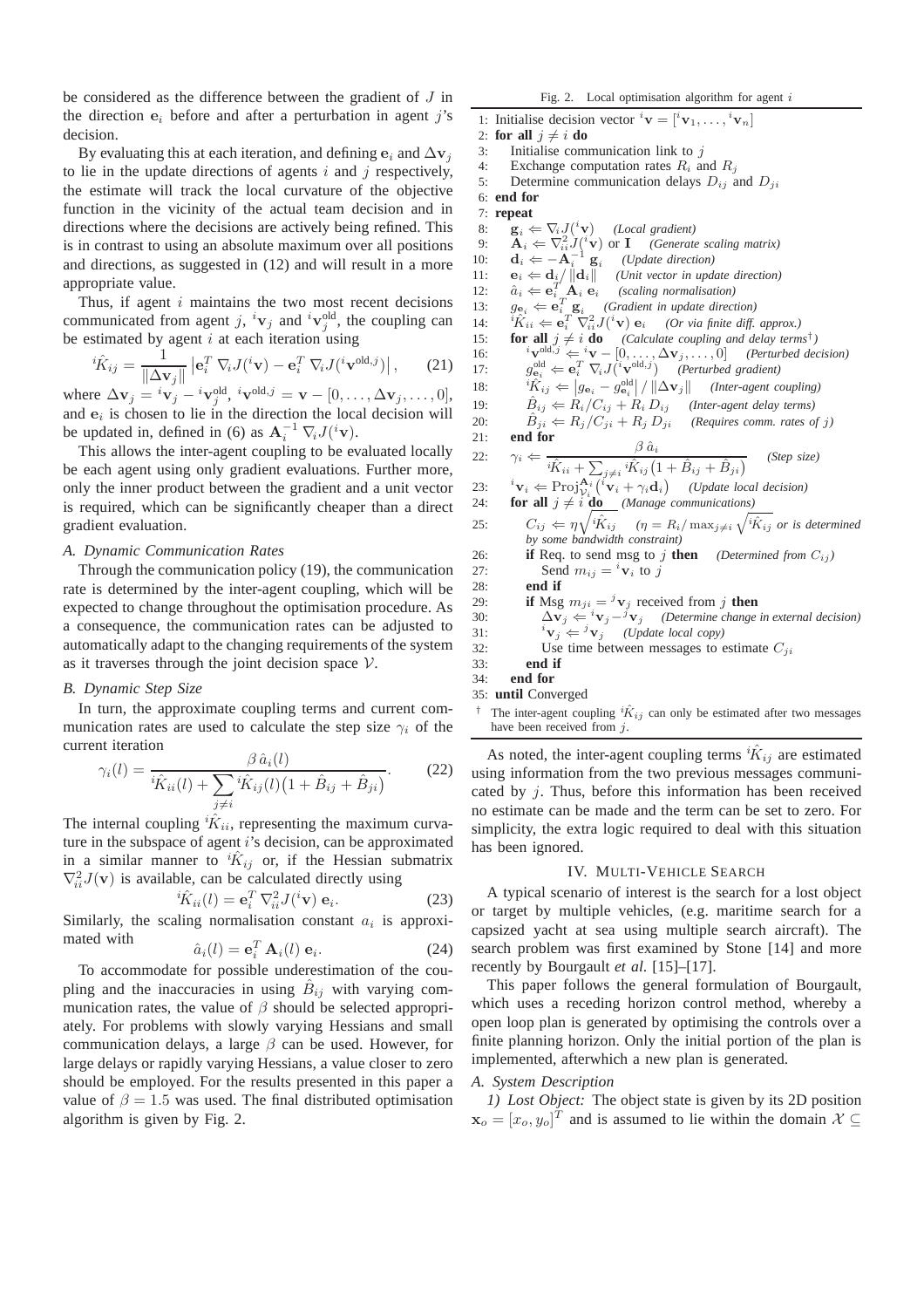be considered as the difference between the gradient of $J$ in the direction $\mathbf{e}_i$ before and after a perturbation in agent $j$'s decision.

By evaluating this at each iteration, and defining $\mathbf{e}_i$ and $\Delta\mathbf{v}_j$ to lie in the update directions of agents $i$ and $j$ respectively, the estimate will track the local curvature of the objective function in the vicinity of the actual team decision and in directions where the decisions are actively being refined. This is in contrast to using an absolute maximum over all positions and directions, as suggested in (12) and will result in a more appropriate value.

Thus, if agent $i$ maintains the two most recent decisions communicated from agent $j$, ${}^i\mathbf{v}_j$ and ${}^i\mathbf{v}_j^{\text{old}}$, the coupling can be estimated by agent $i$ at each iteration using

$$ {}^i\hat{K}_{ij} = \frac{1}{\|\Delta\mathbf{v}_j\|}\left|\mathbf{e}_i^T\,\nabla_i J({}^i\mathbf{v}) - \mathbf{e}_i^T\,\nabla_i J({}^i\mathbf{v}^{\text{old},j})\right|, \qquad (21) $$

where $\Delta\mathbf{v}_j = {}^i\mathbf{v}_j - {}^i\mathbf{v}_j^{\text{old}}$, ${}^i\mathbf{v}^{\text{old},j} = \mathbf{v} - [0,\ldots,\Delta\mathbf{v}_j,\ldots,0]$, and $\mathbf{e}_i$ is chosen to lie in the direction the local decision will be updated in, defined in (6) as $\mathbf{A}_i^{-1}\,\nabla_i J({}^i\mathbf{v})$.

This allows the inter-agent coupling to be evaluated locally be each agent using only gradient evaluations. Further more, only the inner product between the gradient and a unit vector is required, which can be significantly cheaper than a direct gradient evaluation.

### A. Dynamic Communication Rates

Through the communication policy (19), the communication rate is determined by the inter-agent coupling, which will be expected to change throughout the optimisation procedure. As a consequence, the communication rates can be adjusted to automatically adapt to the changing requirements of the system as it traverses through the joint decision space $\mathcal{V}$.

### B. Dynamic Step Size

In turn, the approximate coupling terms and current communication rates are used to calculate the step size $\gamma_i$ of the current iteration

$$ \gamma_i(l) = \frac{\beta\,\hat{a}_i(l)}{{}^i\hat{K}_{ii}(l) + \sum_{j\neq i} {}^i\hat{K}_{ij}(l)\big(1 + \hat{B}_{ij} + \hat{B}_{ji}\big)}. \qquad (22) $$

The internal coupling ${}^i\hat{K}_{ii}$, representing the maximum curvature in the subspace of agent $i$'s decision, can be approximated in a similar manner to ${}^i\hat{K}_{ij}$ or, if the Hessian submatrix $\nabla_{ii}^2 J(\mathbf{v})$ is available, can be calculated directly using

$$ {}^i\hat{K}_{ii}(l) = \mathbf{e}_i^T\,\nabla_{ii}^2 J({}^i\mathbf{v})\,\mathbf{e}_i. \qquad (23) $$

Similarly, the scaling normalisation constant $a_i$ is approximated with

$$ \hat{a}_i(l) = \mathbf{e}_i^T\,\mathbf{A}_i(l)\,\mathbf{e}_i. \qquad (24) $$

To accommodate for possible underestimation of the coupling and the inaccuracies in using $\hat{B}_{ij}$ with varying communication rates, the value of $\beta$ should be selected appropriately. For problems with slowly varying Hessians and small communication delays, a large $\beta$ can be used. However, for large delays or rapidly varying Hessians, a value closer to zero should be employed. For the results presented in this paper a value of $\beta = 1.5$ was used. The final distributed optimisation algorithm is given by Fig. 2.

Fig. 2. Local optimisation algorithm for agent $i$

```
1:  Initialise decision vector ^i v = [^i v_1, ..., ^i v_n]
2:  for all j ≠ i do
3:      Initialise communication link to j
4:      Exchange computation rates R_i and R_j
5:      Determine communication delays D_ij and D_ji
6:  end for
7:  repeat
8:      g_i ⇐ ∇_i J(^i v)    (Local gradient)
9:      A_i ⇐ ∇²_ii J(^i v) or I    (Generate scaling matrix)
10:     d_i ⇐ −A_i^{-1} g_i    (Update direction)
11:     e_i ⇐ d_i / ||d_i||    (Unit vector in update direction)
12:     â_i ⇐ e_i^T A_i e_i    (scaling normalisation)
13:     g_{e_i} ⇐ e_i^T g_i    (Gradient in update direction)
14:     ^i K̂_ii ⇐ e_i^T ∇²_ii J(^i v) e_i    (Or via finite diff. approx.)
15:     for all j ≠ i do    (Calculate coupling and delay terms†)
16:         ^i v^{old,j} ⇐ ^i v − [0, ..., Δv_j, ..., 0]    (Perturbed decision)
17:         g^{old}_{e_i} ⇐ e_i^T ∇_i J(^i v^{old,j})    (Perturbed gradient)
18:         ^i K̂_ij ⇐ |g_{e_i} − g^{old}_{e_i}| / ||Δv_j||    (Inter-agent coupling)
19:         B̂_ij ⇐ R_i/C_ij + R_i D_ij    (Inter-agent delay terms)
20:         B̂_ji ⇐ R_j/C_ji + R_j D_ji    (Requires comm. rates of j)
21:     end for
22:     γ_i ⇐ β â_i / ( ^i K̂_ii + Σ_{j≠i} ^i K̂_ij (1 + B̂_ij + B̂_ji) )    (Step size)
23:     ^i v_i ⇐ Proj^{A_i}_{V_i}(^i v_i + γ_i d_i)    (Update local decision)
24:     for all j ≠ i do    (Manage communications)
25:         C_ij ⇐ η sqrt(^i K̂_ij)    (η = R_i / max_{j≠i} sqrt(^i K̂_ij) or is determined by some bandwidth constraint)
26:         if Req. to send msg to j then    (Determined from C_ij)
27:             Send m_ij = ^i v_i to j
28:         end if
29:         if Msg m_ji = ^j v_j received from j then
30:             Δv_j ⇐ ^i v_j − ^j v_j    (Determine change in external decision)
31:             ^i v_j ⇐ ^j v_j    (Update local copy)
32:             Use time between messages to estimate C_ji
33:         end if
34:     end for
35: until Converged
```

† The inter-agent coupling ${}^i\hat{K}_{ij}$ can only be estimated after two messages have been received from $j$.

As noted, the inter-agent coupling terms ${}^i\hat{K}_{ij}$ are estimated using information from the two previous messages communicated by $j$. Thus, before this information has been received no estimate can be made and the term can be set to zero. For simplicity, the extra logic required to deal with this situation has been ignored.

## IV. Multi-Vehicle Search

A typical scenario of interest is the search for a lost object or target by multiple vehicles, (e.g. maritime search for a capsized yacht at sea using multiple search aircraft). The search problem was first examined by Stone [14] and more recently by Bourgault *et al.* [15]–[17].

This paper follows the general formulation of Bourgault, which uses a receding horizon control method, whereby a open loop plan is generated by optimising the controls over a finite planning horizon. Only the initial portion of the plan is implemented, afterwhich a new plan is generated.

### A. System Description

*1) Lost Object:* The object state is given by its 2D position $\mathbf{x}_o = [x_o, y_o]^T$ and is assumed to lie within the domain $\mathcal{X} \subseteq$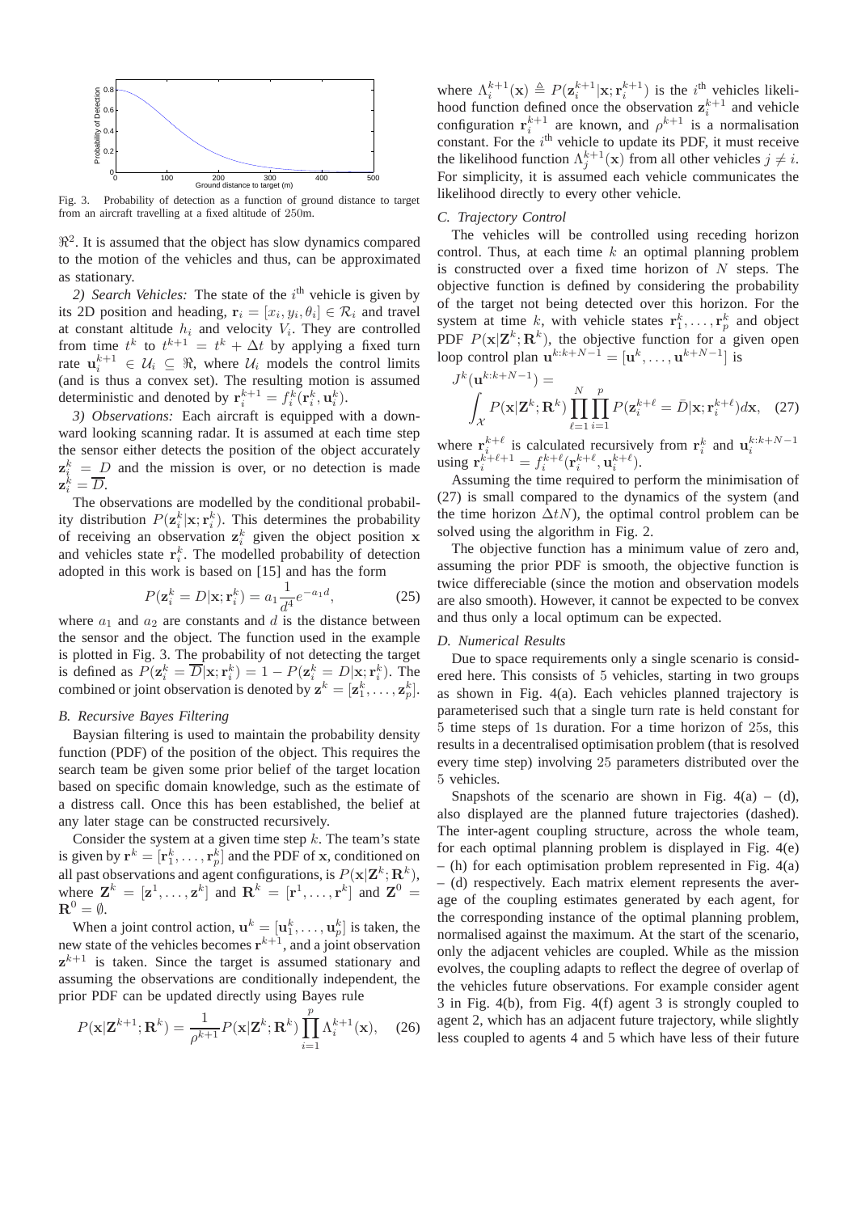Fig. 3. Probability of detection as a function of ground distance to target from an aircraft travelling at a fixed altitude of 250m.

$\Re^2$. It is assumed that the object has slow dynamics compared to the motion of the vehicles and thus, can be approximated as stationary.

*2) Search Vehicles:* The state of the $i^{\text{th}}$ vehicle is given by its 2D position and heading, $\mathbf{r}_i = [x_i, y_i, \theta_i] \in \mathcal{R}_i$ and travel at constant altitude $h_i$ and velocity $V_i$. They are controlled from time $t^k$ to $t^{k+1} = t^k + \Delta t$ by applying a fixed turn rate $\mathbf{u}_i^{k+1} \in \mathcal{U}_i \subseteq \Re$, where $\mathcal{U}_i$ models the control limits (and is thus a convex set). The resulting motion is assumed deterministic and denoted by $\mathbf{r}_i^{k+1} = f_i^k(\mathbf{r}_i^k, \mathbf{u}_i^k)$.

*3) Observations:* Each aircraft is equipped with a downward looking scanning radar. It is assumed at each time step the sensor either detects the position of the object accurately $\mathbf{z}_i^k = D$ and the mission is over, or no detection is made $\mathbf{z}_i^k = \overline{D}$.

The observations are modelled by the conditional probability distribution $P(\mathbf{z}_i^k|\mathbf{x};\mathbf{r}_i^k)$. This determines the probability of receiving an observation $\mathbf{z}_i^k$ given the object position $\mathbf{x}$ and vehicles state $\mathbf{r}_i^k$. The modelled probability of detection adopted in this work is based on [15] and has the form

$$P(\mathbf{z}_i^k = D|\mathbf{x};\mathbf{r}_i^k) = a_1 \frac{1}{d^4} e^{-a_1 d}, \tag{25}$$

where $a_1$ and $a_2$ are constants and $d$ is the distance between the sensor and the object. The function used in the example is plotted in Fig. 3. The probability of not detecting the target is defined as $P(\mathbf{z}_i^k = \overline{D}|\mathbf{x};\mathbf{r}_i^k) = 1 - P(\mathbf{z}_i^k = D|\mathbf{x};\mathbf{r}_i^k)$. The combined or joint observation is denoted by $\mathbf{z}^k = [\mathbf{z}_1^k, \ldots, \mathbf{z}_p^k]$.

### B. Recursive Bayes Filtering

Baysian filtering is used to maintain the probability density function (PDF) of the position of the object. This requires the search team be given some prior belief of the target location based on specific domain knowledge, such as the estimate of a distress call. Once this has been established, the belief at any later stage can be constructed recursively.

Consider the system at a given time step $k$. The team's state is given by $\mathbf{r}^k = [\mathbf{r}_1^k, \ldots, \mathbf{r}_p^k]$ and the PDF of $\mathbf{x}$, conditioned on all past observations and agent configurations, is $P(\mathbf{x}|\mathbf{Z}^k;\mathbf{R}^k)$, where $\mathbf{Z}^k = [\mathbf{z}^1, \ldots, \mathbf{z}^k]$ and $\mathbf{R}^k = [\mathbf{r}^1, \ldots, \mathbf{r}^k]$ and $\mathbf{Z}^0 = \mathbf{R}^0 = \emptyset$.

When a joint control action, $\mathbf{u}^k = [\mathbf{u}_1^k, \ldots, \mathbf{u}_p^k]$ is taken, the new state of the vehicles becomes $\mathbf{r}^{k+1}$, and a joint observation $\mathbf{z}^{k+1}$ is taken. Since the target is assumed stationary and assuming the observations are conditionally independent, the prior PDF can be updated directly using Bayes rule

$$P(\mathbf{x}|\mathbf{Z}^{k+1};\mathbf{R}^k) = \frac{1}{\rho^{k+1}} P(\mathbf{x}|\mathbf{Z}^k;\mathbf{R}^k) \prod_{i=1}^{p} \Lambda_i^{k+1}(\mathbf{x}), \tag{26}$$

where $\Lambda_i^{k+1}(\mathbf{x}) \triangleq P(\mathbf{z}_i^{k+1}|\mathbf{x};\mathbf{r}_i^{k+1})$ is the $i^{\text{th}}$ vehicles likelihood function defined once the observation $\mathbf{z}_i^{k+1}$ and vehicle configuration $\mathbf{r}_i^{k+1}$ are known, and $\rho^{k+1}$ is a normalisation constant. For the $i^{\text{th}}$ vehicle to update its PDF, it must receive the likelihood function $\Lambda_j^{k+1}(\mathbf{x})$ from all other vehicles $j \neq i$. For simplicity, it is assumed each vehicle communicates the likelihood directly to every other vehicle.

### C. Trajectory Control

The vehicles will be controlled using receding horizon control. Thus, at each time $k$ an optimal planning problem is constructed over a fixed time horizon of $N$ steps. The objective function is defined by considering the probability of the target not being detected over this horizon. For the system at time $k$, with vehicle states $\mathbf{r}_1^k, \ldots, \mathbf{r}_p^k$ and object PDF $P(\mathbf{x}|\mathbf{Z}^k;\mathbf{R}^k)$, the objective function for a given open loop control plan $\mathbf{u}^{k:k+N-1} = [\mathbf{u}^k, \ldots, \mathbf{u}^{k+N-1}]$ is

$$J^k(\mathbf{u}^{k:k+N-1}) = \int_{\mathcal{X}} P(\mathbf{x}|\mathbf{Z}^k;\mathbf{R}^k) \prod_{\ell=1}^{N} \prod_{i=1}^{p} P(\mathbf{z}_i^{k+\ell} = \bar{D}|\mathbf{x};\mathbf{r}_i^{k+\ell}) d\mathbf{x}, \tag{27}$$

where $\mathbf{r}_i^{k+\ell}$ is calculated recursively from $\mathbf{r}_i^k$ and $\mathbf{u}_i^{k:k+N-1}$ using $\mathbf{r}_i^{k+\ell+1} = f_i^{k+\ell}(\mathbf{r}_i^{k+\ell}, \mathbf{u}_i^{k+\ell})$.

Assuming the time required to perform the minimisation of (27) is small compared to the dynamics of the system (and the time horizon $\Delta t N$), the optimal control problem can be solved using the algorithm in Fig. 2.

The objective function has a minimum value of zero and, assuming the prior PDF is smooth, the objective function is twice differeciable (since the motion and observation models are also smooth). However, it cannot be expected to be convex and thus only a local optimum can be expected.

### D. Numerical Results

Due to space requirements only a single scenario is considered here. This consists of 5 vehicles, starting in two groups as shown in Fig. 4(a). Each vehicles planned trajectory is parameterised such that a single turn rate is held constant for 5 time steps of 1s duration. For a time horizon of 25s, this results in a decentralised optimisation problem (that is resolved every time step) involving 25 parameters distributed over the 5 vehicles.

Snapshots of the scenario are shown in Fig. 4(a) – (d), also displayed are the planned future trajectories (dashed). The inter-agent coupling structure, across the whole team, for each optimal planning problem is displayed in Fig. 4(e) – (h) for each optimisation problem represented in Fig. 4(a) – (d) respectively. Each matrix element represents the average of the coupling estimates generated by each agent, for the corresponding instance of the optimal planning problem, normalised against the maximum. At the start of the scenario, only the adjacent vehicles are coupled. While as the mission evolves, the coupling adapts to reflect the degree of overlap of the vehicles future observations. For example consider agent 3 in Fig. 4(b), from Fig. 4(f) agent 3 is strongly coupled to agent 2, which has an adjacent future trajectory, while slightly less coupled to agents 4 and 5 which have less of their future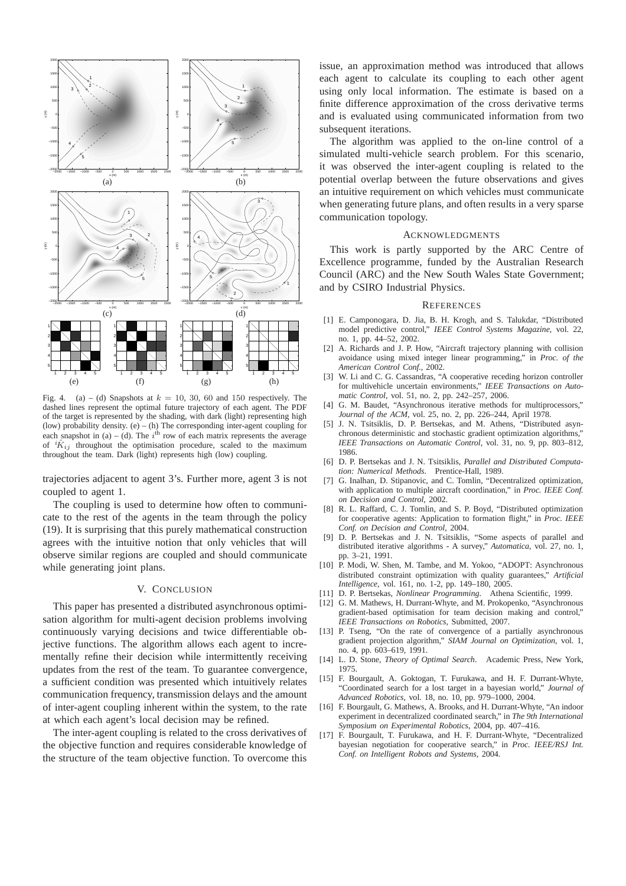(a)

(b)

(c)

(d)

(e) (f) (g) (h)

Fig. 4. (a) – (d) Snapshots at $k = 10$, 30, 60 and 150 respectively. The dashed lines represent the optimal future trajectory of each agent. The PDF of the target is represented by the shading, with dark (light) representing high (low) probability density. (e) – (h) The corresponding inter-agent coupling for each snapshot in (a) – (d). The $i^{\text{th}}$ row of each matrix represents the average of ${}^{i}\hat{K}_{ij}$ throughout the optimisation procedure, scaled to the maximum throughout the team. Dark (light) represents high (low) coupling.

trajectories adjacent to agent 3's. Further more, agent 3 is not coupled to agent 1.

The coupling is used to determine how often to communicate to the rest of the agents in the team through the policy (19). It is surprising that this purely mathematical construction agrees with the intuitive notion that only vehicles that will observe similar regions are coupled and should communicate while generating joint plans.

## V. Conclusion

This paper has presented a distributed asynchronous optimisation algorithm for multi-agent decision problems involving continuously varying decisions and twice differentiable objective functions. The algorithm allows each agent to incrementally refine their decision while intermittently receiving updates from the rest of the team. To guarantee convergence, a sufficient condition was presented which intuitively relates communication frequency, transmission delays and the amount of inter-agent coupling inherent within the system, to the rate at which each agent's local decision may be refined.

The inter-agent coupling is related to the cross derivatives of the objective function and requires considerable knowledge of the structure of the team objective function. To overcome this issue, an approximation method was introduced that allows each agent to calculate its coupling to each other agent using only local information. The estimate is based on a finite difference approximation of the cross derivative terms and is evaluated using communicated information from two subsequent iterations.

The algorithm was applied to the on-line control of a simulated multi-vehicle search problem. For this scenario, it was observed the inter-agent coupling is related to the potential overlap between the future observations and gives an intuitive requirement on which vehicles must communicate when generating future plans, and often results in a very sparse communication topology.

## Acknowledgments

This work is partly supported by the ARC Centre of Excellence programme, funded by the Australian Research Council (ARC) and the New South Wales State Government; and by CSIRO Industrial Physics.

## References

[1] E. Camponogara, D. Jia, B. H. Krogh, and S. Talukdar, "Distributed model predictive control," *IEEE Control Systems Magazine*, vol. 22, no. 1, pp. 44–52, 2002.

[2] A. Richards and J. P. How, "Aircraft trajectory planning with collision avoidance using mixed integer linear programming," in *Proc. of the American Control Conf.*, 2002.

[3] W. Li and C. G. Cassandras, "A cooperative receding horizon controller for multivehicle uncertain environments," *IEEE Transactions on Automatic Control*, vol. 51, no. 2, pp. 242–257, 2006.

[4] G. M. Baudet, "Asynchronous iterative methods for multiprocessors," *Journal of the ACM*, vol. 25, no. 2, pp. 226–244, April 1978.

[5] J. N. Tsitsiklis, D. P. Bertsekas, and M. Athens, "Distributed asynchronous deterministic and stochastic gradient optimization algorithms," *IEEE Transactions on Automatic Control*, vol. 31, no. 9, pp. 803–812, 1986.

[6] D. P. Bertsekas and J. N. Tsitsiklis, *Parallel and Distributed Computation: Numerical Methods*. Prentice-Hall, 1989.

[7] G. Inalhan, D. Stipanovic, and C. Tomlin, "Decentralized optimization, with application to multiple aircraft coordination," in *Proc. IEEE Conf. on Decision and Control*, 2002.

[8] R. L. Raffard, C. J. Tomlin, and S. P. Boyd, "Distributed optimization for cooperative agents: Application to formation flight," in *Proc. IEEE Conf. on Decision and Control*, 2004.

[9] D. P. Bertsekas and J. N. Tsitsiklis, "Some aspects of parallel and distributed iterative algorithms - A survey," *Automatica*, vol. 27, no. 1, pp. 3–21, 1991.

[10] P. Modi, W. Shen, M. Tambe, and M. Yokoo, "ADOPT: Asynchronous distributed constraint optimization with quality guarantees," *Artificial Intelligence*, vol. 161, no. 1-2, pp. 149–180, 2005.

[11] D. P. Bertsekas, *Nonlinear Programming*. Athena Scientific, 1999.

[12] G. M. Mathews, H. Durrant-Whyte, and M. Prokopenko, "Asynchronous gradient-based optimisation for team decision making and control," *IEEE Transactions on Robotics*, Submitted, 2007.

[13] P. Tseng, "On the rate of convergence of a partially asynchronous gradient projection algorithm," *SIAM Journal on Optimization*, vol. 1, no. 4, pp. 603–619, 1991.

[14] L. D. Stone, *Theory of Optimal Search*. Academic Press, New York, 1975.

[15] F. Bourgault, A. Goktogan, T. Furukawa, and H. F. Durrant-Whyte, "Coordinated search for a lost target in a bayesian world," *Journal of Advanced Robotics*, vol. 18, no. 10, pp. 979–1000, 2004.

[16] F. Bourgault, G. Mathews, A. Brooks, and H. Durrant-Whyte, "An indoor experiment in decentralized coordinated search," in *The 9th International Symposium on Experimental Robotics*, 2004, pp. 407–416.

[17] F. Bourgault, T. Furukawa, and H. F. Durrant-Whyte, "Decentralized bayesian negotiation for cooperative search," in *Proc. IEEE/RSJ Int. Conf. on Intelligent Robots and Systems*, 2004.